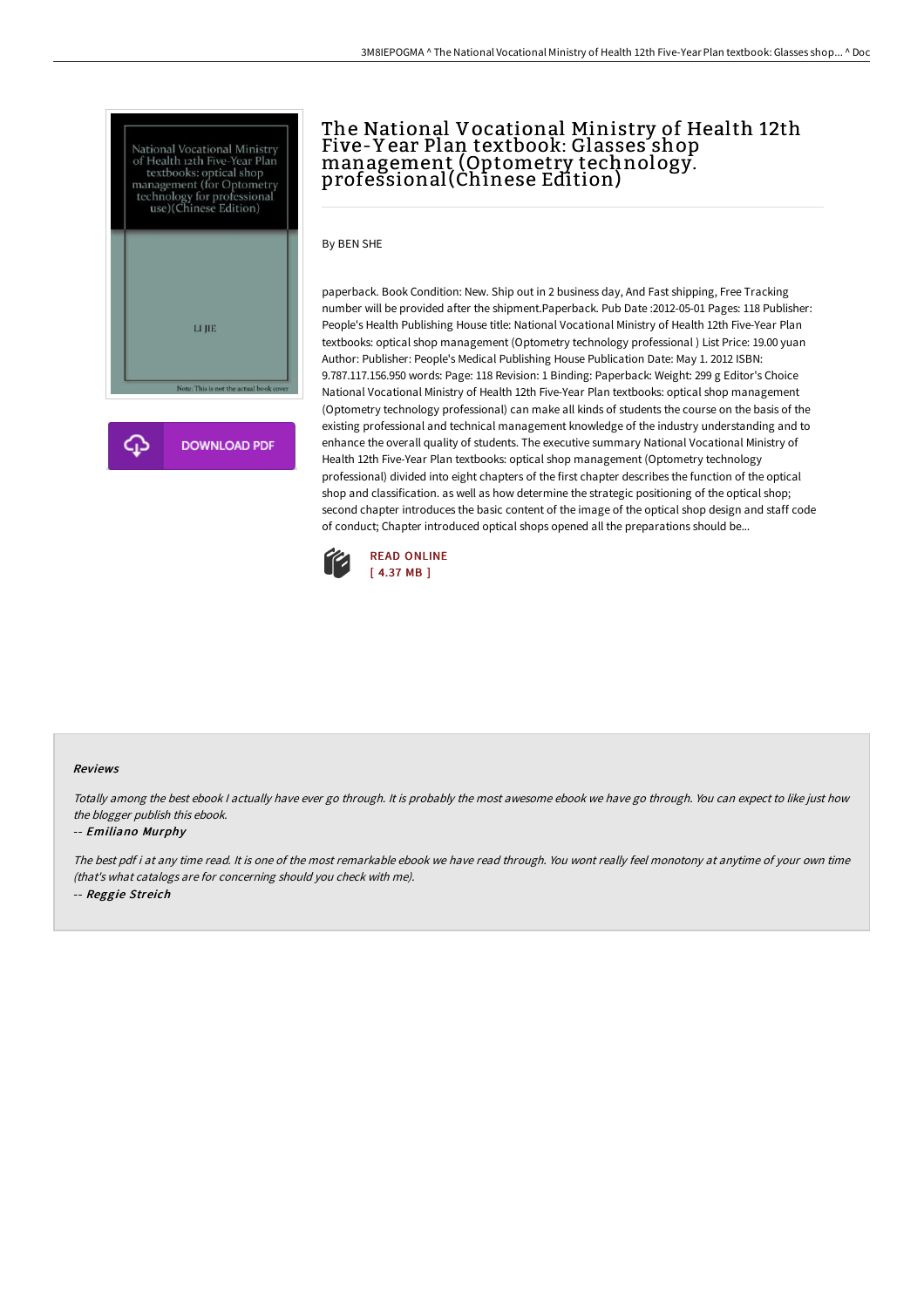# The National Vocational Ministry of Health 12th Five-Year Plan textbook: Glasses shop management (Optometry technology. professional(Chinese Edition)

By BEN SHE

paperback. Book Condition: New. Ship out in 2 business day, And Fast shipping, Free Tracking number will be provided after the shipment.Paperback. Pub Date :2012-05-01 Pages: 118 Publisher: People's Health Publishing House title: National Vocational Ministry of Health 12th Five-Year Plan textbooks: optical shop management (Optometry technology professional ) List Price: 19.00 yuan Author: Publisher: People's Medical Publishing House Publication Date: May 1. 2012 ISBN: 9.787.117.156.950 words: Page: 118 Revision: 1 Binding: Paperback: Weight: 299 g Editor's Choice National Vocational Ministry of Health 12th Five-Year Plan textbooks: optical shop management (Optometry technology professional) can make all kinds of students the course on the basis of the existing professional and technical management knowledge of the industry understanding and to enhance the overall quality of students. The executive summary National Vocational Ministry of Health 12th Five-Year Plan textbooks: optical shop management (Optometry technology professional) divided into eight chapters of the first chapter describes the function of the optical shop and classification. as well as how determine the strategic positioning of the optical shop; second chapter introduces the basic content of the image of the optical shop design and staff code of conduct; Chapter introduced optical shops opened all the preparations should be...

READ ONLINE
[ 4.37 MB ]

#### Reviews

*Totally among the best ebook I actually have ever go through. It is probably the most awesome ebook we have go through. You can expect to like just how the blogger publish this ebook.*

-- ***Emiliano Murphy***

*The best pdf i at any time read. It is one of the most remarkable ebook we have read through. You wont really feel monotony at anytime of your own time (that's what catalogs are for concerning should you check with me).*

-- ***Reggie Streich***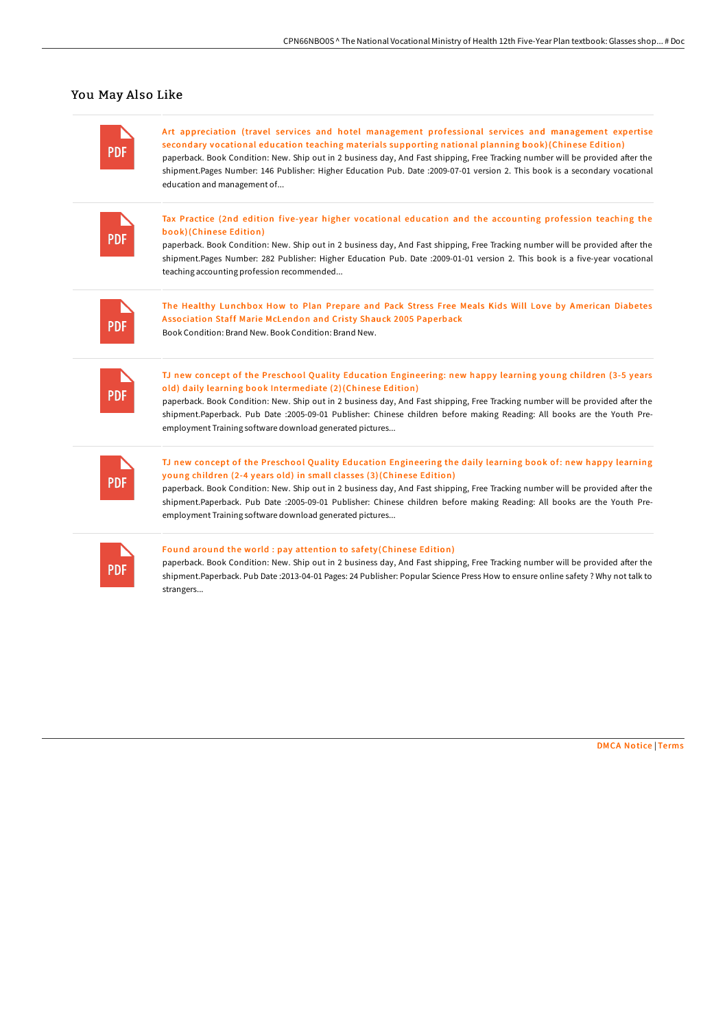## You May Also Like

Art appreciation (travel services and hotel management professional services and management expertise secondary vocational education teaching materials supporting national planning book)(Chinese Edition)

paperback. Book Condition: New. Ship out in 2 business day, And Fast shipping, Free Tracking number will be provided after the shipment.Pages Number: 146 Publisher: Higher Education Pub. Date :2009-07-01 version 2. This book is a secondary vocational education and management of...

Tax Practice (2nd edition five-year higher vocational education and the accounting profession teaching the book)(Chinese Edition)

paperback. Book Condition: New. Ship out in 2 business day, And Fast shipping, Free Tracking number will be provided after the shipment.Pages Number: 282 Publisher: Higher Education Pub. Date :2009-01-01 version 2. This book is a five-year vocational teaching accounting profession recommended...

The Healthy Lunchbox How to Plan Prepare and Pack Stress Free Meals Kids Will Love by American Diabetes Association Staff Marie McLendon and Cristy Shauck 2005 Paperback

Book Condition: Brand New. Book Condition: Brand New.

TJ new concept of the Preschool Quality Education Engineering: new happy learning young children (3-5 years old) daily learning book Intermediate (2)(Chinese Edition)

paperback. Book Condition: New. Ship out in 2 business day, And Fast shipping, Free Tracking number will be provided after the shipment.Paperback. Pub Date :2005-09-01 Publisher: Chinese children before making Reading: All books are the Youth Pre-employment Training software download generated pictures...

TJ new concept of the Preschool Quality Education Engineering the daily learning book of: new happy learning young children (2-4 years old) in small classes (3)(Chinese Edition)

paperback. Book Condition: New. Ship out in 2 business day, And Fast shipping, Free Tracking number will be provided after the shipment.Paperback. Pub Date :2005-09-01 Publisher: Chinese children before making Reading: All books are the Youth Pre-employment Training software download generated pictures...

Found around the world : pay attention to safety(Chinese Edition)

paperback. Book Condition: New. Ship out in 2 business day, And Fast shipping, Free Tracking number will be provided after the shipment.Paperback. Pub Date :2013-04-01 Pages: 24 Publisher: Popular Science Press How to ensure online safety ? Why not talk to strangers...